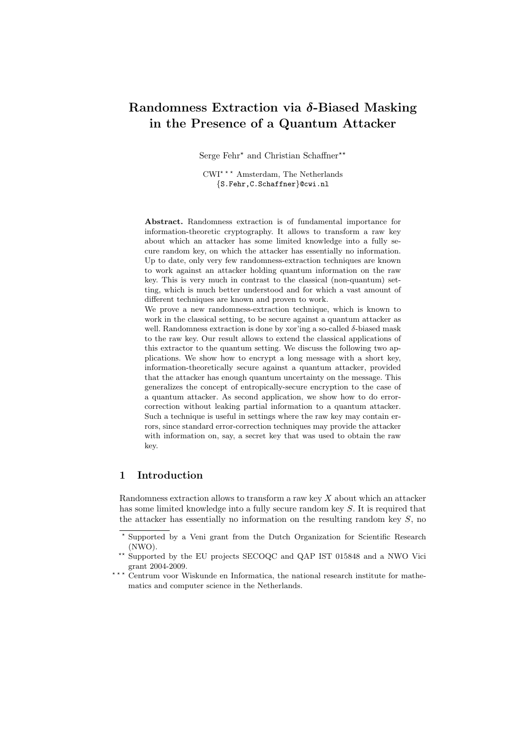# Randomness Extraction via $\delta$-Biased Masking in the Presence of a Quantum Attacker

Serge Fehr[⋆] and Christian Schaffner[⋆⋆]

CWI[⋆⋆⋆] Amsterdam, The Netherlands
{S.Fehr,C.Schaffner}@cwi.nl

**Abstract.** Randomness extraction is of fundamental importance for information-theoretic cryptography. It allows to transform a raw key about which an attacker has some limited knowledge into a fully secure random key, on which the attacker has essentially no information. Up to date, only very few randomness-extraction techniques are known to work against an attacker holding quantum information on the raw key. This is very much in contrast to the classical (non-quantum) setting, which is much better understood and for which a vast amount of different techniques are known and proven to work.

We prove a new randomness-extraction technique, which is known to work in the classical setting, to be secure against a quantum attacker as well. Randomness extraction is done by xor'ing a so-called $\delta$-biased mask to the raw key. Our result allows to extend the classical applications of this extractor to the quantum setting. We discuss the following two applications. We show how to encrypt a long message with a short key, information-theoretically secure against a quantum attacker, provided that the attacker has enough quantum uncertainty on the message. This generalizes the concept of entropically-secure encryption to the case of a quantum attacker. As second application, we show how to do error-correction without leaking partial information to a quantum attacker. Such a technique is useful in settings where the raw key may contain errors, since standard error-correction techniques may provide the attacker with information on, say, a secret key that was used to obtain the raw key.

## 1 Introduction

Randomness extraction allows to transform a raw key $X$ about which an attacker has some limited knowledge into a fully secure random key $S$. It is required that the attacker has essentially no information on the resulting random key $S$, no

---

[⋆] Supported by a Veni grant from the Dutch Organization for Scientific Research (NWO).

[⋆⋆] Supported by the EU projects SECOQC and QAP IST 015848 and a NWO Vici grant 2004-2009.

[⋆⋆⋆] Centrum voor Wiskunde en Informatica, the national research institute for mathematics and computer science in the Netherlands.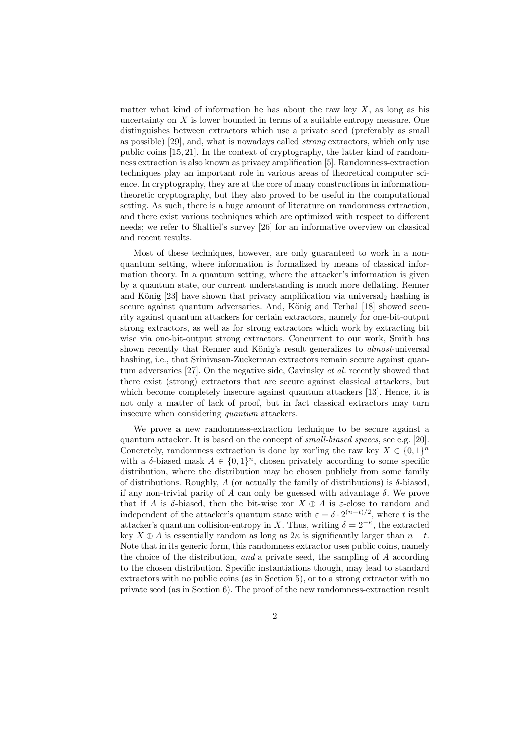matter what kind of information he has about the raw key $X$, as long as his uncertainty on $X$ is lower bounded in terms of a suitable entropy measure. One distinguishes between extractors which use a private seed (preferably as small as possible) [29], and, what is nowadays called *strong* extractors, which only use public coins [15, 21]. In the context of cryptography, the latter kind of randomness extraction is also known as privacy amplification [5]. Randomness-extraction techniques play an important role in various areas of theoretical computer science. In cryptography, they are at the core of many constructions in information-theoretic cryptography, but they also proved to be useful in the computational setting. As such, there is a huge amount of literature on randomness extraction, and there exist various techniques which are optimized with respect to different needs; we refer to Shaltiel's survey [26] for an informative overview on classical and recent results.

Most of these techniques, however, are only guaranteed to work in a non-quantum setting, where information is formalized by means of classical information theory. In a quantum setting, where the attacker's information is given by a quantum state, our current understanding is much more deflating. Renner and König [23] have shown that privacy amplification via universal$_2$ hashing is secure against quantum adversaries. And, König and Terhal [18] showed security against quantum attackers for certain extractors, namely for one-bit-output strong extractors, as well as for strong extractors which work by extracting bit wise via one-bit-output strong extractors. Concurrent to our work, Smith has shown recently that Renner and König's result generalizes to *almost*-universal hashing, i.e., that Srinivasan-Zuckerman extractors remain secure against quantum adversaries [27]. On the negative side, Gavinsky *et al.* recently showed that there exist (strong) extractors that are secure against classical attackers, but which become completely insecure against quantum attackers [13]. Hence, it is not only a matter of lack of proof, but in fact classical extractors may turn insecure when considering *quantum* attackers.

We prove a new randomness-extraction technique to be secure against a quantum attacker. It is based on the concept of *small-biased spaces*, see e.g. [20]. Concretely, randomness extraction is done by xor'ing the raw key $X \in \{0,1\}^n$ with a $\delta$-biased mask $A \in \{0,1\}^n$, chosen privately according to some specific distribution, where the distribution may be chosen publicly from some family of distributions. Roughly, $A$ (or actually the family of distributions) is $\delta$-biased, if any non-trivial parity of $A$ can only be guessed with advantage $\delta$. We prove that if $A$ is $\delta$-biased, then the bit-wise xor $X \oplus A$ is $\varepsilon$-close to random and independent of the attacker's quantum state with $\varepsilon = \delta \cdot 2^{(n-t)/2}$, where $t$ is the attacker's quantum collision-entropy in $X$. Thus, writing $\delta = 2^{-\kappa}$, the extracted key $X \oplus A$ is essentially random as long as $2\kappa$ is significantly larger than $n - t$. Note that in its generic form, this randomness extractor uses public coins, namely the choice of the distribution, *and* a private seed, the sampling of $A$ according to the chosen distribution. Specific instantiations though, may lead to standard extractors with no public coins (as in Section 5), or to a strong extractor with no private seed (as in Section 6). The proof of the new randomness-extraction result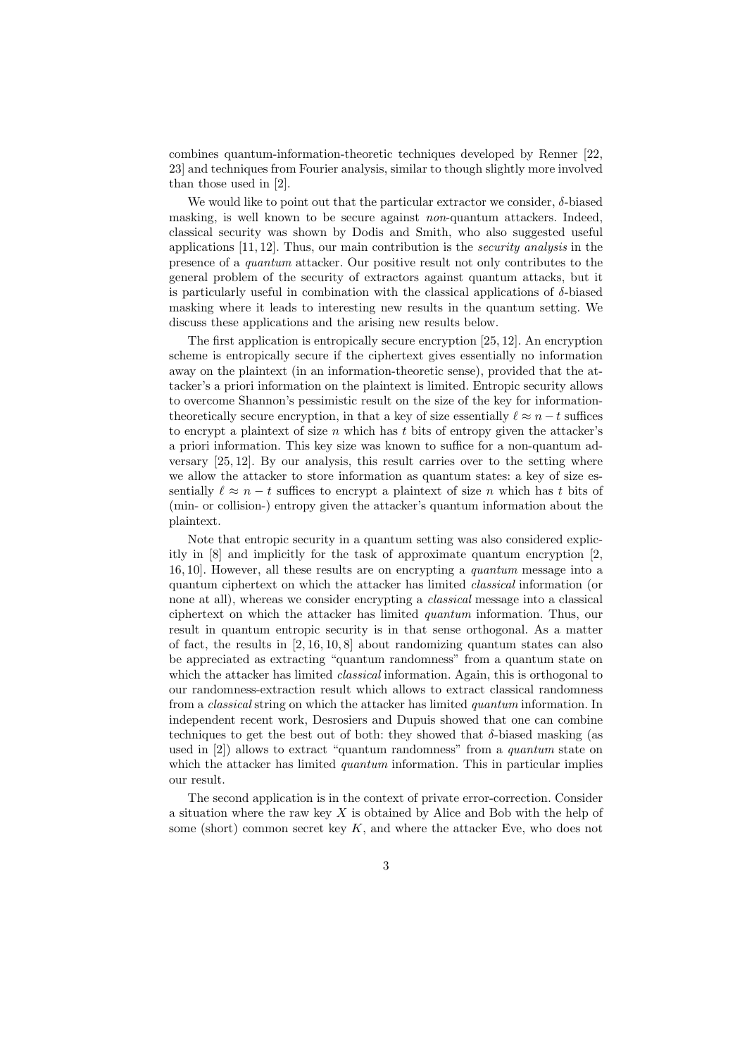combines quantum-information-theoretic techniques developed by Renner [22, 23] and techniques from Fourier analysis, similar to though slightly more involved than those used in [2].

We would like to point out that the particular extractor we consider, $\delta$-biased masking, is well known to be secure against *non*-quantum attackers. Indeed, classical security was shown by Dodis and Smith, who also suggested useful applications [11, 12]. Thus, our main contribution is the *security analysis* in the presence of a *quantum* attacker. Our positive result not only contributes to the general problem of the security of extractors against quantum attacks, but it is particularly useful in combination with the classical applications of $\delta$-biased masking where it leads to interesting new results in the quantum setting. We discuss these applications and the arising new results below.

The first application is entropically secure encryption [25, 12]. An encryption scheme is entropically secure if the ciphertext gives essentially no information away on the plaintext (in an information-theoretic sense), provided that the attacker's a priori information on the plaintext is limited. Entropic security allows to overcome Shannon's pessimistic result on the size of the key for information-theoretically secure encryption, in that a key of size essentially $\ell \approx n - t$ suffices to encrypt a plaintext of size $n$ which has $t$ bits of entropy given the attacker's a priori information. This key size was known to suffice for a non-quantum adversary [25, 12]. By our analysis, this result carries over to the setting where we allow the attacker to store information as quantum states: a key of size essentially $\ell \approx n - t$ suffices to encrypt a plaintext of size $n$ which has $t$ bits of (min- or collision-) entropy given the attacker's quantum information about the plaintext.

Note that entropic security in a quantum setting was also considered explicitly in [8] and implicitly for the task of approximate quantum encryption [2, 16, 10]. However, all these results are on encrypting a *quantum* message into a quantum ciphertext on which the attacker has limited *classical* information (or none at all), whereas we consider encrypting a *classical* message into a classical ciphertext on which the attacker has limited *quantum* information. Thus, our result in quantum entropic security is in that sense orthogonal. As a matter of fact, the results in [2, 16, 10, 8] about randomizing quantum states can also be appreciated as extracting "quantum randomness" from a quantum state on which the attacker has limited *classical* information. Again, this is orthogonal to our randomness-extraction result which allows to extract classical randomness from a *classical* string on which the attacker has limited *quantum* information. In independent recent work, Desrosiers and Dupuis showed that one can combine techniques to get the best out of both: they showed that $\delta$-biased masking (as used in [2]) allows to extract "quantum randomness" from a *quantum* state on which the attacker has limited *quantum* information. This in particular implies our result.

The second application is in the context of private error-correction. Consider a situation where the raw key $X$ is obtained by Alice and Bob with the help of some (short) common secret key $K$, and where the attacker Eve, who does not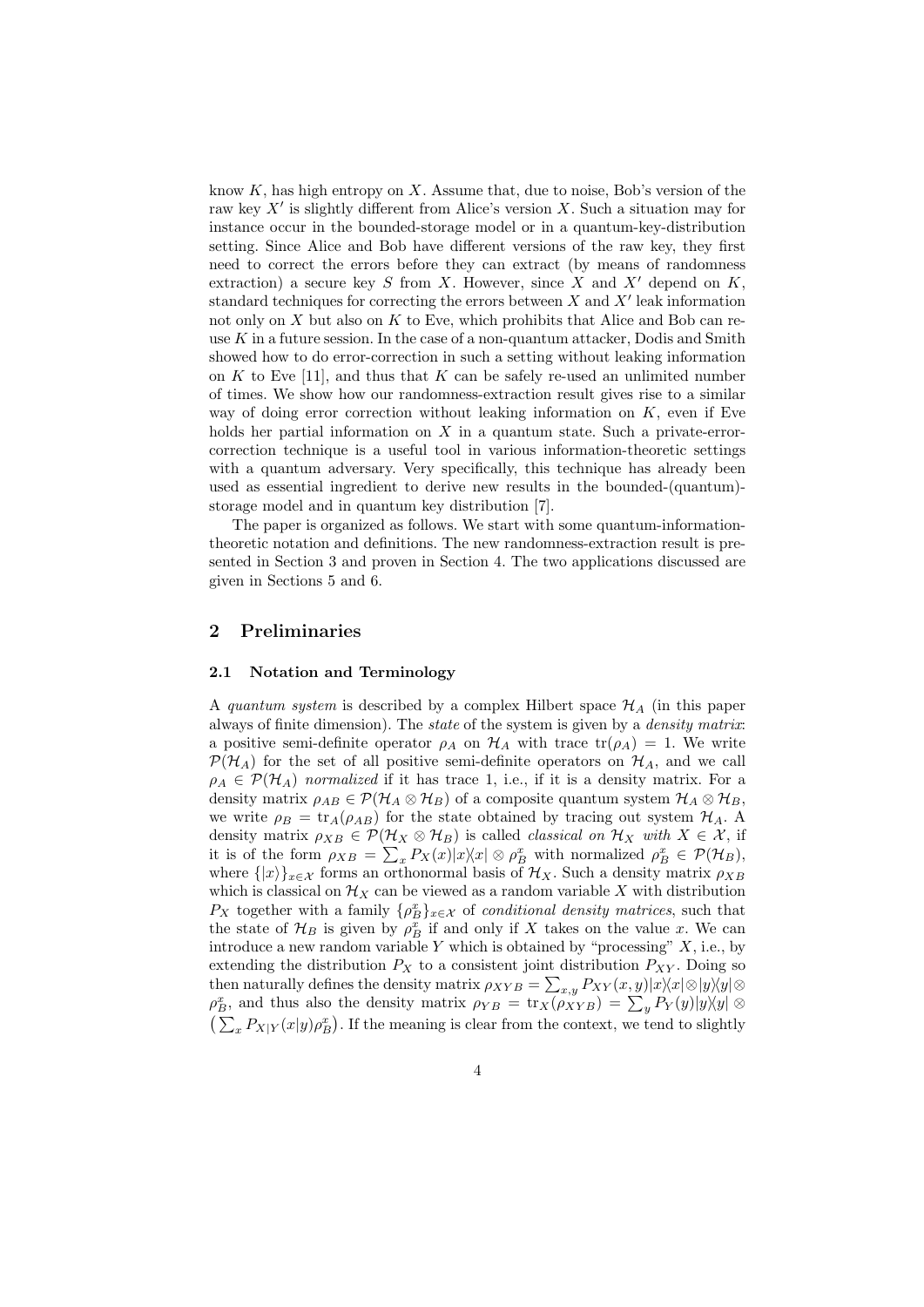know $K$, has high entropy on $X$. Assume that, due to noise, Bob's version of the raw key $X'$ is slightly different from Alice's version $X$. Such a situation may for instance occur in the bounded-storage model or in a quantum-key-distribution setting. Since Alice and Bob have different versions of the raw key, they first need to correct the errors before they can extract (by means of randomness extraction) a secure key $S$ from $X$. However, since $X$ and $X'$ depend on $K$, standard techniques for correcting the errors between $X$ and $X'$ leak information not only on $X$ but also on $K$ to Eve, which prohibits that Alice and Bob can re-use $K$ in a future session. In the case of a non-quantum attacker, Dodis and Smith showed how to do error-correction in such a setting without leaking information on $K$ to Eve [11], and thus that $K$ can be safely re-used an unlimited number of times. We show how our randomness-extraction result gives rise to a similar way of doing error correction without leaking information on $K$, even if Eve holds her partial information on $X$ in a quantum state. Such a private-error-correction technique is a useful tool in various information-theoretic settings with a quantum adversary. Very specifically, this technique has already been used as essential ingredient to derive new results in the bounded-(quantum)-storage model and in quantum key distribution [7].

The paper is organized as follows. We start with some quantum-information-theoretic notation and definitions. The new randomness-extraction result is presented in Section 3 and proven in Section 4. The two applications discussed are given in Sections 5 and 6.

## 2 Preliminaries

### 2.1 Notation and Terminology

A *quantum system* is described by a complex Hilbert space $\mathcal{H}_A$ (in this paper always of finite dimension). The *state* of the system is given by a *density matrix*: a positive semi-definite operator $\rho_A$ on $\mathcal{H}_A$ with trace $\mathrm{tr}(\rho_A) = 1$. We write $\mathcal{P}(\mathcal{H}_A)$ for the set of all positive semi-definite operators on $\mathcal{H}_A$, and we call $\rho_A \in \mathcal{P}(\mathcal{H}_A)$ *normalized* if it has trace 1, i.e., if it is a density matrix. For a density matrix $\rho_{AB} \in \mathcal{P}(\mathcal{H}_A \otimes \mathcal{H}_B)$ of a composite quantum system $\mathcal{H}_A \otimes \mathcal{H}_B$, we write $\rho_B = \mathrm{tr}_A(\rho_{AB})$ for the state obtained by tracing out system $\mathcal{H}_A$. A density matrix $\rho_{XB} \in \mathcal{P}(\mathcal{H}_X \otimes \mathcal{H}_B)$ is called *classical on* $\mathcal{H}_X$ *with* $X \in \mathcal{X}$, if it is of the form $\rho_{XB} = \sum_x P_X(x)|x\rangle\langle x| \otimes \rho_B^x$ with normalized $\rho_B^x \in \mathcal{P}(\mathcal{H}_B)$, where $\{|x\rangle\}_{x\in\mathcal{X}}$ forms an orthonormal basis of $\mathcal{H}_X$. Such a density matrix $\rho_{XB}$ which is classical on $\mathcal{H}_X$ can be viewed as a random variable $X$ with distribution $P_X$ together with a family $\{\rho_B^x\}_{x\in\mathcal{X}}$ of *conditional density matrices*, such that the state of $\mathcal{H}_B$ is given by $\rho_B^x$ if and only if $X$ takes on the value $x$. We can introduce a new random variable $Y$ which is obtained by "processing" $X$, i.e., by extending the distribution $P_X$ to a consistent joint distribution $P_{XY}$. Doing so then naturally defines the density matrix $\rho_{XYB} = \sum_{x,y} P_{XY}(x,y)|x\rangle\langle x| \otimes |y\rangle\langle y| \otimes \rho_B^x$, and thus also the density matrix $\rho_{YB} = \mathrm{tr}_X(\rho_{XYB}) = \sum_y P_Y(y)|y\rangle\langle y| \otimes \big(\sum_x P_{X|Y}(x|y)\rho_B^x\big)$. If the meaning is clear from the context, we tend to slightly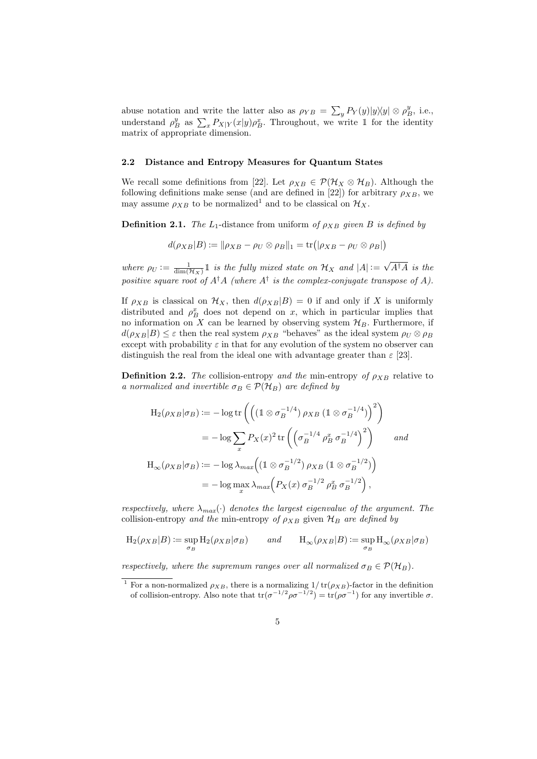abuse notation and write the latter also as $\rho_{YB} = \sum_y P_Y(y)|y\rangle\langle y| \otimes \rho_B^y$, i.e., understand $\rho_B^y$ as $\sum_x P_{X|Y}(x|y)\rho_B^x$. Throughout, we write $\mathbb{1}$ for the identity matrix of appropriate dimension.

### 2.2 Distance and Entropy Measures for Quantum States

We recall some definitions from [22]. Let $\rho_{XB} \in \mathcal{P}(\mathcal{H}_X \otimes \mathcal{H}_B)$. Although the following definitions make sense (and are defined in [22]) for arbitrary $\rho_{XB}$, we may assume $\rho_{XB}$ to be normalized[1] and to be classical on $\mathcal{H}_X$.

**Definition 2.1.** *The $L_1$-distance from uniform of $\rho_{XB}$ given $B$ is defined by*

$$d(\rho_{XB}|B) := \|\rho_{XB} - \rho_U \otimes \rho_B\|_1 = \operatorname{tr}\big(|\rho_{XB} - \rho_U \otimes \rho_B|\big)$$

*where $\rho_U := \frac{1}{\dim(\mathcal{H}_X)}\mathbb{1}$ is the fully mixed state on $\mathcal{H}_X$ and $|A| := \sqrt{A^\dagger A}$ is the positive square root of $A^\dagger A$ (where $A^\dagger$ is the complex-conjugate transpose of $A$).*

If $\rho_{XB}$ is classical on $\mathcal{H}_X$, then $d(\rho_{XB}|B) = 0$ if and only if $X$ is uniformly distributed and $\rho_B^x$ does not depend on $x$, which in particular implies that no information on $X$ can be learned by observing system $\mathcal{H}_B$. Furthermore, if $d(\rho_{XB}|B) \leq \varepsilon$ then the real system $\rho_{XB}$ "behaves" as the ideal system $\rho_U \otimes \rho_B$ except with probability $\varepsilon$ in that for any evolution of the system no observer can distinguish the real from the ideal one with advantage greater than $\varepsilon$ [23].

**Definition 2.2.** *The* collision-entropy *and the* min-entropy *of $\rho_{XB}$* relative to *a normalized and invertible $\sigma_B \in \mathcal{P}(\mathcal{H}_B)$ are defined by*

$$\begin{aligned}
\mathrm{H}_2(\rho_{XB}|\sigma_B) &:= -\log \operatorname{tr}\left(\Big((\mathbb{1} \otimes \sigma_B^{-1/4})\, \rho_{XB}\, (\mathbb{1} \otimes \sigma_B^{-1/4})\Big)^2\right) \\
&= -\log \sum_x P_X(x)^2 \operatorname{tr}\left(\Big(\sigma_B^{-1/4}\, \rho_B^x\, \sigma_B^{-1/4}\Big)^2\right) \qquad \textit{and} \\
\mathrm{H}_\infty(\rho_{XB}|\sigma_B) &:= -\log \lambda_{max}\Big((\mathbb{1} \otimes \sigma_B^{-1/2})\, \rho_{XB}\, (\mathbb{1} \otimes \sigma_B^{-1/2})\Big) \\
&= -\log \max_x \lambda_{max}\Big(P_X(x)\, \sigma_B^{-1/2}\, \rho_B^x\, \sigma_B^{-1/2}\Big)\,,
\end{aligned}$$

*respectively, where $\lambda_{max}(\cdot)$ denotes the largest eigenvalue of the argument. The* collision-entropy *and the* min-entropy *of $\rho_{XB}$* given *$\mathcal{H}_B$ are defined by*

$$\mathrm{H}_2(\rho_{XB}|B) := \sup_{\sigma_B} \mathrm{H}_2(\rho_{XB}|\sigma_B) \qquad \textit{and} \qquad \mathrm{H}_\infty(\rho_{XB}|B) := \sup_{\sigma_B} \mathrm{H}_\infty(\rho_{XB}|\sigma_B)$$

*respectively, where the supremum ranges over all normalized $\sigma_B \in \mathcal{P}(\mathcal{H}_B)$.*

---

[1] For a non-normalized $\rho_{XB}$, there is a normalizing $1/\operatorname{tr}(\rho_{XB})$-factor in the definition of collision-entropy. Also note that $\operatorname{tr}(\sigma^{-1/2}\rho\sigma^{-1/2}) = \operatorname{tr}(\rho\sigma^{-1})$ for any invertible $\sigma$.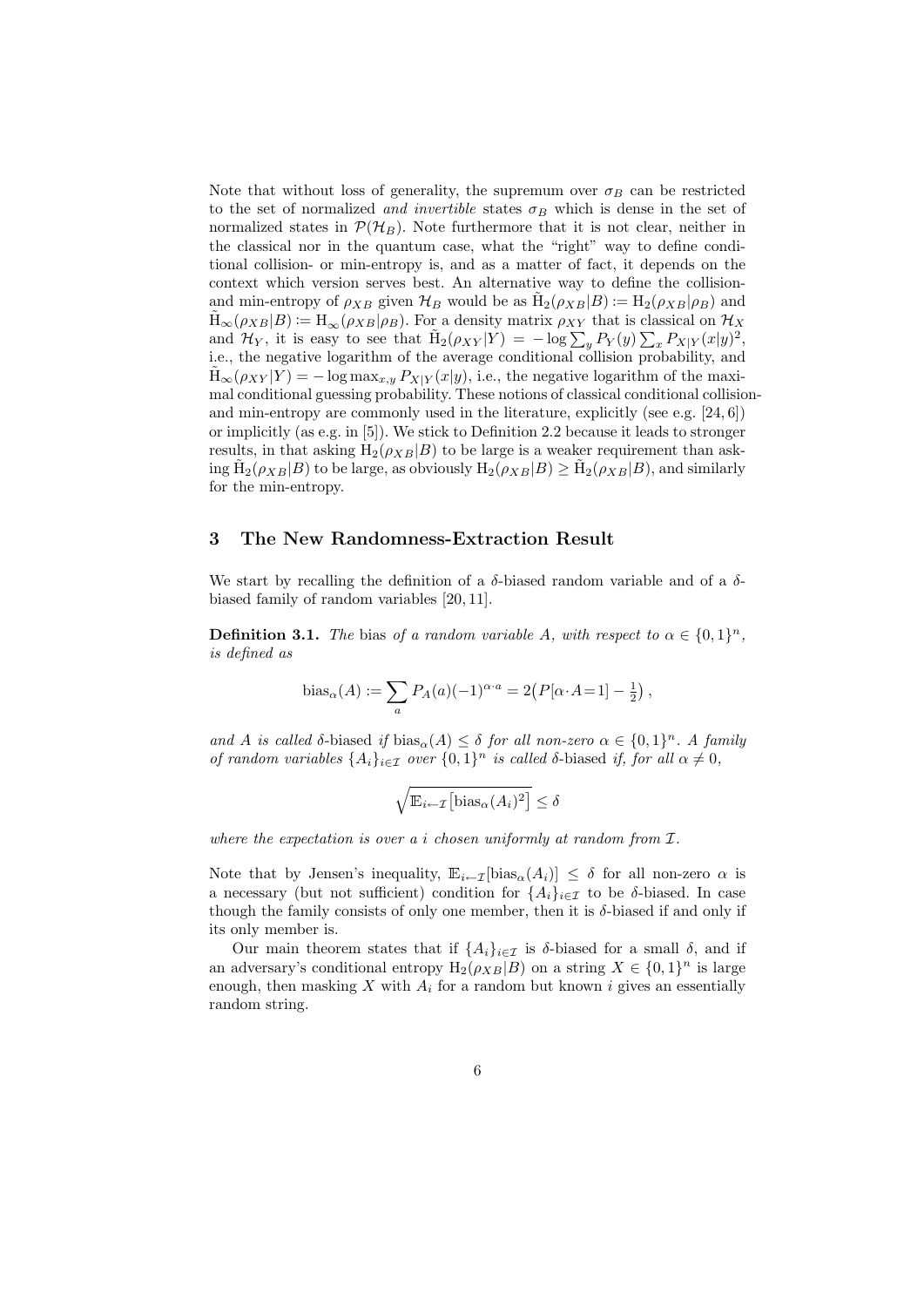Note that without loss of generality, the supremum over $\sigma_B$ can be restricted to the set of normalized *and invertible* states $\sigma_B$ which is dense in the set of normalized states in $\mathcal{P}(\mathcal{H}_B)$. Note furthermore that it is not clear, neither in the classical nor in the quantum case, what the "right" way to define conditional collision- or min-entropy is, and as a matter of fact, it depends on the context which version serves best. An alternative way to define the collision- and min-entropy of $\rho_{XB}$ given $\mathcal{H}_B$ would be as $\tilde{\mathrm{H}}_2(\rho_{XB}|B) := \mathrm{H}_2(\rho_{XB}|\rho_B)$ and $\tilde{\mathrm{H}}_\infty(\rho_{XB}|B) := \mathrm{H}_\infty(\rho_{XB}|\rho_B)$. For a density matrix $\rho_{XY}$ that is classical on $\mathcal{H}_X$ and $\mathcal{H}_Y$, it is easy to see that $\tilde{\mathrm{H}}_2(\rho_{XY}|Y) = -\log \sum_y P_Y(y) \sum_x P_{X|Y}(x|y)^2$, i.e., the negative logarithm of the average conditional collision probability, and $\tilde{\mathrm{H}}_\infty(\rho_{XY}|Y) = -\log \max_{x,y} P_{X|Y}(x|y)$, i.e., the negative logarithm of the maximal conditional guessing probability. These notions of classical conditional collision- and min-entropy are commonly used in the literature, explicitly (see e.g. [24, 6]) or implicitly (as e.g. in [5]). We stick to Definition 2.2 because it leads to stronger results, in that asking $\mathrm{H}_2(\rho_{XB}|B)$ to be large is a weaker requirement than asking $\tilde{\mathrm{H}}_2(\rho_{XB}|B)$ to be large, as obviously $\mathrm{H}_2(\rho_{XB}|B) \geq \tilde{\mathrm{H}}_2(\rho_{XB}|B)$, and similarly for the min-entropy.

## 3 The New Randomness-Extraction Result

We start by recalling the definition of a $\delta$-biased random variable and of a $\delta$-biased family of random variables [20, 11].

**Definition 3.1.** *The* bias *of a random variable $A$, with respect to $\alpha \in \{0,1\}^n$, is defined as*

$$\mathrm{bias}_\alpha(A) := \sum_a P_A(a)(-1)^{\alpha\cdot a} = 2\big(P[\alpha\cdot A{=}1] - \tfrac{1}{2}\big)\,,$$

*and $A$ is called* $\delta$-biased *if $\mathrm{bias}_\alpha(A) \leq \delta$ for all non-zero $\alpha \in \{0,1\}^n$. A family of random variables $\{A_i\}_{i\in\mathcal{I}}$ over $\{0,1\}^n$ is called* $\delta$-biased *if, for all $\alpha \neq 0$,*

$$\sqrt{\mathbb{E}_{i\leftarrow\mathcal{I}}\big[\mathrm{bias}_\alpha(A_i)^2\big]} \leq \delta$$

*where the expectation is over a $i$ chosen uniformly at random from $\mathcal{I}$.*

Note that by Jensen's inequality, $\mathbb{E}_{i\leftarrow\mathcal{I}}[\mathrm{bias}_\alpha(A_i)] \leq \delta$ for all non-zero $\alpha$ is a necessary (but not sufficient) condition for $\{A_i\}_{i\in\mathcal{I}}$ to be $\delta$-biased. In case though the family consists of only one member, then it is $\delta$-biased if and only if its only member is.

Our main theorem states that if $\{A_i\}_{i\in\mathcal{I}}$ is $\delta$-biased for a small $\delta$, and if an adversary's conditional entropy $\mathrm{H}_2(\rho_{XB}|B)$ on a string $X \in \{0,1\}^n$ is large enough, then masking $X$ with $A_i$ for a random but known $i$ gives an essentially random string.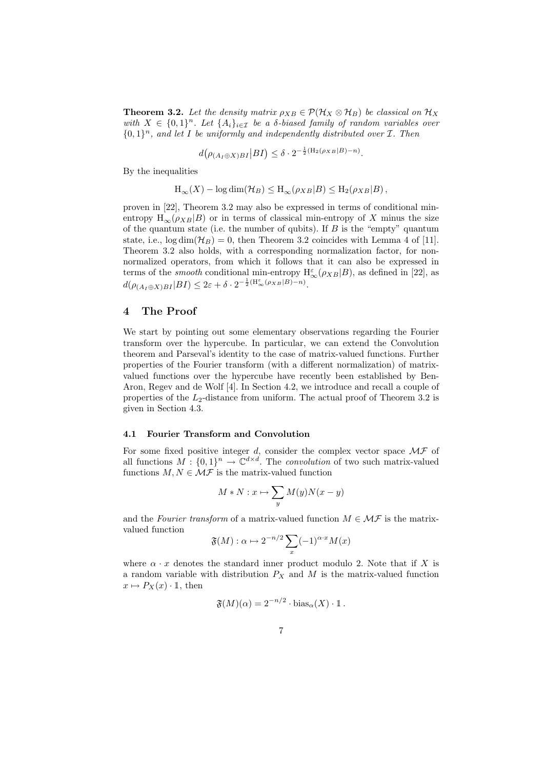**Theorem 3.2.** *Let the density matrix $\rho_{XB} \in \mathcal{P}(\mathcal{H}_X \otimes \mathcal{H}_B)$ be classical on $\mathcal{H}_X$ with $X \in \{0,1\}^n$. Let $\{A_i\}_{i\in\mathcal{I}}$ be a $\delta$-biased family of random variables over $\{0,1\}^n$, and let $I$ be uniformly and independently distributed over $\mathcal{I}$. Then*

$$d\big(\rho_{(A_I \oplus X)BI}\big|BI\big) \leq \delta \cdot 2^{-\frac{1}{2}(\mathrm{H}_2(\rho_{XB}|B)-n)}.$$

By the inequalities

$$\mathrm{H}_\infty(X) - \log\dim(\mathcal{H}_B) \leq \mathrm{H}_\infty(\rho_{XB}|B) \leq \mathrm{H}_2(\rho_{XB}|B)\,,$$

proven in [22], Theorem 3.2 may also be expressed in terms of conditional min-entropy $\mathrm{H}_\infty(\rho_{XB}|B)$ or in terms of classical min-entropy of $X$ minus the size of the quantum state (i.e. the number of qubits). If $B$ is the "empty" quantum state, i.e., $\log\dim(\mathcal{H}_B) = 0$, then Theorem 3.2 coincides with Lemma 4 of [11]. Theorem 3.2 also holds, with a corresponding normalization factor, for non-normalized operators, from which it follows that it can also be expressed in terms of the *smooth* conditional min-entropy $\mathrm{H}^\varepsilon_\infty(\rho_{XB}|B)$, as defined in [22], as $d(\rho_{(A_I\oplus X)BI}|BI) \leq 2\varepsilon + \delta \cdot 2^{-\frac{1}{2}(\mathrm{H}^\varepsilon_\infty(\rho_{XB}|B)-n)}$.

# 4 The Proof

We start by pointing out some elementary observations regarding the Fourier transform over the hypercube. In particular, we can extend the Convolution theorem and Parseval's identity to the case of matrix-valued functions. Further properties of the Fourier transform (with a different normalization) of matrix-valued functions over the hypercube have recently been established by Ben-Aron, Regev and de Wolf [4]. In Section 4.2, we introduce and recall a couple of properties of the $L_2$-distance from uniform. The actual proof of Theorem 3.2 is given in Section 4.3.

## 4.1 Fourier Transform and Convolution

For some fixed positive integer $d$, consider the complex vector space $\mathcal{MF}$ of all functions $M : \{0,1\}^n \to \mathbb{C}^{d\times d}$. The *convolution* of two such matrix-valued functions $M, N \in \mathcal{MF}$ is the matrix-valued function

$$M * N : x \mapsto \sum_y M(y)N(x-y)$$

and the *Fourier transform* of a matrix-valued function $M \in \mathcal{MF}$ is the matrix-valued function

$$\mathfrak{F}(M) : \alpha \mapsto 2^{-n/2}\sum_x (-1)^{\alpha\cdot x} M(x)$$

where $\alpha \cdot x$ denotes the standard inner product modulo 2. Note that if $X$ is a random variable with distribution $P_X$ and $M$ is the matrix-valued function $x \mapsto P_X(x)\cdot \mathbb{1}$, then

$$\mathfrak{F}(M)(\alpha) = 2^{-n/2}\cdot \mathrm{bias}_\alpha(X)\cdot \mathbb{1}\,.$$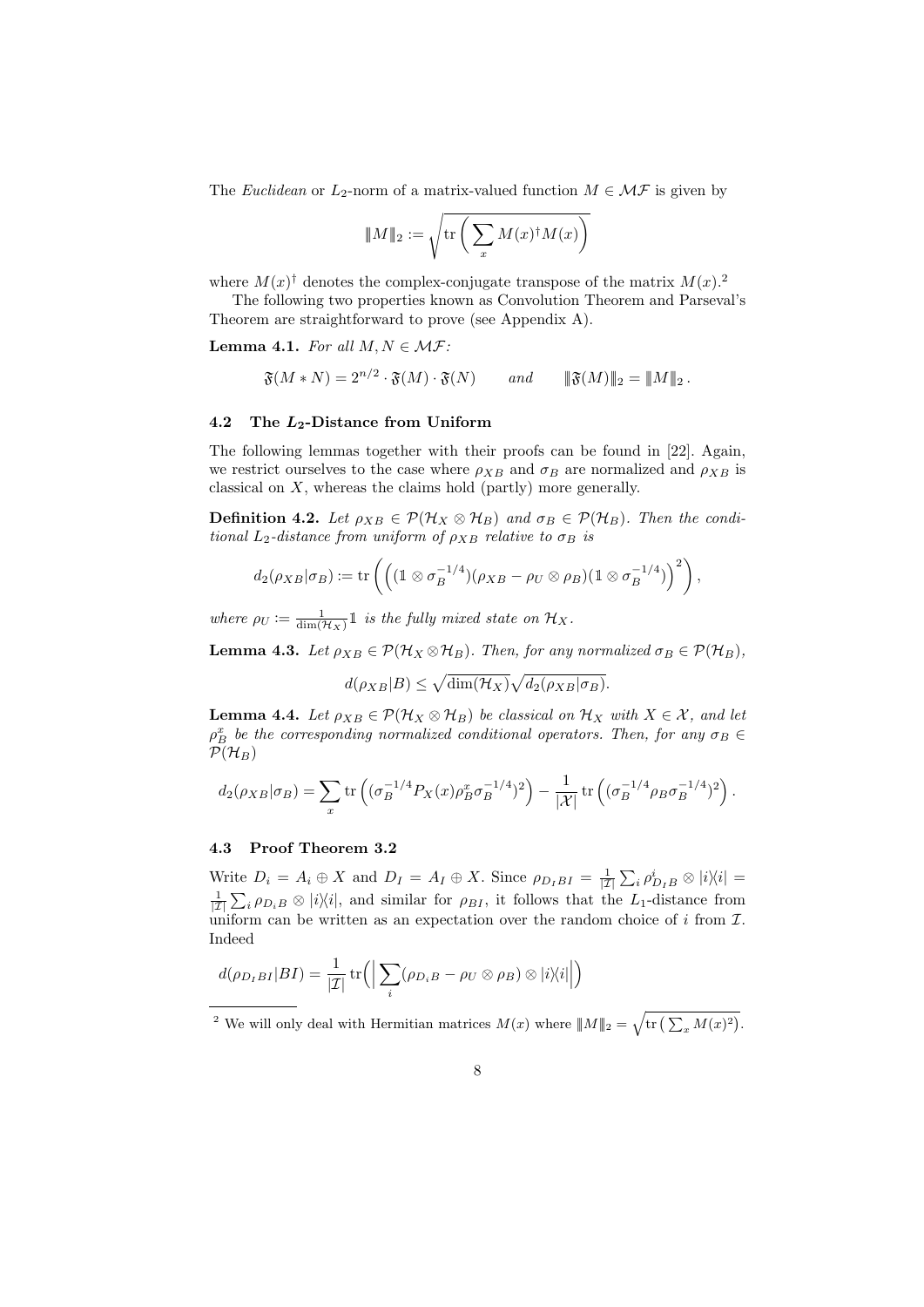The *Euclidean* or $L_2$-norm of a matrix-valued function $M \in \mathcal{MF}$ is given by

$$\|M\|_2 := \sqrt{\operatorname{tr}\Big(\sum_x M(x)^\dagger M(x)\Big)}$$

where $M(x)^\dagger$ denotes the complex-conjugate transpose of the matrix $M(x)$.[2]

The following two properties known as Convolution Theorem and Parseval's Theorem are straightforward to prove (see Appendix A).

**Lemma 4.1.** *For all $M, N \in \mathcal{MF}$:*

$$\mathfrak{F}(M * N) = 2^{n/2} \cdot \mathfrak{F}(M) \cdot \mathfrak{F}(N) \qquad \textit{and} \qquad \|\mathfrak{F}(M)\|_2 = \|M\|_2 .$$

### 4.2 The $L_2$-Distance from Uniform

The following lemmas together with their proofs can be found in [22]. Again, we restrict ourselves to the case where $\rho_{XB}$ and $\sigma_B$ are normalized and $\rho_{XB}$ is classical on $X$, whereas the claims hold (partly) more generally.

**Definition 4.2.** *Let $\rho_{XB} \in \mathcal{P}(\mathcal{H}_X \otimes \mathcal{H}_B)$ and $\sigma_B \in \mathcal{P}(\mathcal{H}_B)$. Then the conditional $L_2$-distance from uniform of $\rho_{XB}$ relative to $\sigma_B$ is*

$$d_2(\rho_{XB}|\sigma_B) := \operatorname{tr}\left(\left((\mathbb{1} \otimes \sigma_B^{-1/4})(\rho_{XB} - \rho_U \otimes \rho_B)(\mathbb{1} \otimes \sigma_B^{-1/4})\right)^2\right),$$

*where $\rho_U := \frac{1}{\dim(\mathcal{H}_X)}\mathbb{1}$ is the fully mixed state on $\mathcal{H}_X$.*

**Lemma 4.3.** *Let $\rho_{XB} \in \mathcal{P}(\mathcal{H}_X \otimes \mathcal{H}_B)$. Then, for any normalized $\sigma_B \in \mathcal{P}(\mathcal{H}_B)$,*

$$d(\rho_{XB}|B) \leq \sqrt{\dim(\mathcal{H}_X)}\sqrt{d_2(\rho_{XB}|\sigma_B)}.$$

**Lemma 4.4.** *Let $\rho_{XB} \in \mathcal{P}(\mathcal{H}_X \otimes \mathcal{H}_B)$ be classical on $\mathcal{H}_X$ with $X \in \mathcal{X}$, and let $\rho_B^x$ be the corresponding normalized conditional operators. Then, for any $\sigma_B \in \mathcal{P}(\mathcal{H}_B)$*

$$d_2(\rho_{XB}|\sigma_B) = \sum_x \operatorname{tr}\left((\sigma_B^{-1/4} P_X(x) \rho_B^x \sigma_B^{-1/4})^2\right) - \frac{1}{|\mathcal{X}|}\operatorname{tr}\left((\sigma_B^{-1/4}\rho_B\sigma_B^{-1/4})^2\right).$$

### 4.3 Proof Theorem 3.2

Write $D_i = A_i \oplus X$ and $D_I = A_I \oplus X$. Since $\rho_{D_I BI} = \frac{1}{|\mathcal{I}|}\sum_i \rho_{D_I B}^i \otimes |i\rangle\langle i| = \frac{1}{|\mathcal{I}|}\sum_i \rho_{D_i B} \otimes |i\rangle\langle i|$, and similar for $\rho_{BI}$, it follows that the $L_1$-distance from uniform can be written as an expectation over the random choice of $i$ from $\mathcal{I}$. Indeed

$$d(\rho_{D_I BI}|BI) = \frac{1}{|\mathcal{I}|}\operatorname{tr}\Big(\Big|\sum_i (\rho_{D_i B} - \rho_U \otimes \rho_B) \otimes |i\rangle\langle i|\Big|\Big)$$

[2] We will only deal with Hermitian matrices $M(x)$ where $\|M\|_2 = \sqrt{\operatorname{tr}\big(\sum_x M(x)^2\big)}$.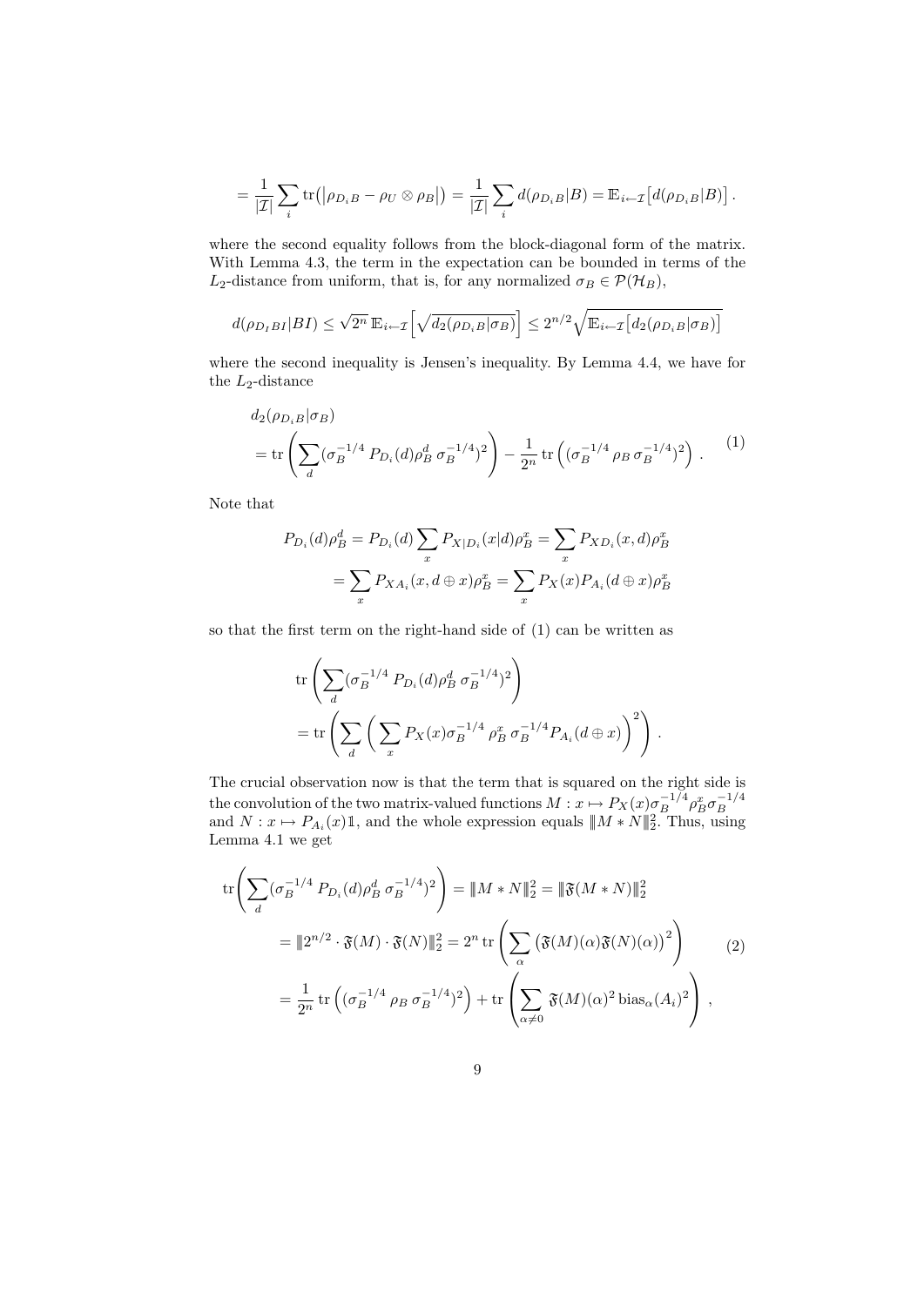$$= \frac{1}{|\mathcal{I}|} \sum_i \mathrm{tr}\big(\big|\rho_{D_i B} - \rho_U \otimes \rho_B\big|\big) = \frac{1}{|\mathcal{I}|} \sum_i d(\rho_{D_i B}|B) = \mathbb{E}_{i \leftarrow \mathcal{I}}\big[d(\rho_{D_i B}|B)\big] .$$

where the second equality follows from the block-diagonal form of the matrix. With Lemma 4.3, the term in the expectation can be bounded in terms of the $L_2$-distance from uniform, that is, for any normalized $\sigma_B \in \mathcal{P}(\mathcal{H}_B)$,

$$d(\rho_{D_I BI}|BI) \leq \sqrt{2^n}\, \mathbb{E}_{i \leftarrow \mathcal{I}}\Big[\sqrt{d_2(\rho_{D_i B}|\sigma_B)}\Big] \leq 2^{n/2} \sqrt{\mathbb{E}_{i \leftarrow \mathcal{I}}\big[d_2(\rho_{D_i B}|\sigma_B)\big]}$$

where the second inequality is Jensen's inequality. By Lemma 4.4, we have for the $L_2$-distance

$$\begin{aligned} &d_2(\rho_{D_i B}|\sigma_B) \\ &= \mathrm{tr}\left(\sum_d (\sigma_B^{-1/4}\, P_{D_i}(d) \rho_B^d\, \sigma_B^{-1/4})^2\right) - \frac{1}{2^n}\, \mathrm{tr}\left((\sigma_B^{-1/4}\, \rho_B\, \sigma_B^{-1/4})^2\right) . \end{aligned} \tag{1}$$

Note that

$$\begin{aligned} P_{D_i}(d)\rho_B^d = P_{D_i}(d) \sum_x P_{X|D_i}(x|d) \rho_B^x &= \sum_x P_{XD_i}(x,d) \rho_B^x \\ = \sum_x P_{XA_i}(x, d \oplus x) \rho_B^x &= \sum_x P_X(x) P_{A_i}(d \oplus x) \rho_B^x \end{aligned}$$

so that the first term on the right-hand side of (1) can be written as

$$\begin{aligned} &\mathrm{tr}\left(\sum_d (\sigma_B^{-1/4}\, P_{D_i}(d) \rho_B^d\, \sigma_B^{-1/4})^2\right) \\ &= \mathrm{tr}\left(\sum_d \bigg( \sum_x P_X(x) \sigma_B^{-1/4}\, \rho_B^x\, \sigma_B^{-1/4} P_{A_i}(d \oplus x)\bigg)^2\right) . \end{aligned}$$

The crucial observation now is that the term that is squared on the right side is the convolution of the two matrix-valued functions $M : x \mapsto P_X(x)\sigma_B^{-1/4}\rho_B^x\sigma_B^{-1/4}$ and $N : x \mapsto P_{A_i}(x)\mathbb{1}$, and the whole expression equals $\|M * N\|_2^2$. Thus, using Lemma 4.1 we get

$$\begin{aligned} \mathrm{tr}\left(\sum_d (\sigma_B^{-1/4}\, P_{D_i}(d) \rho_B^d\, \sigma_B^{-1/4})^2\right) &= \|M * N\|_2^2 = \|\mathfrak{F}(M * N)\|_2^2 \\ &= \|2^{n/2} \cdot \mathfrak{F}(M) \cdot \mathfrak{F}(N)\|_2^2 = 2^n\, \mathrm{tr}\left(\sum_\alpha \big(\mathfrak{F}(M)(\alpha)\mathfrak{F}(N)(\alpha)\big)^2\right) \\ &= \frac{1}{2^n}\, \mathrm{tr}\left((\sigma_B^{-1/4}\, \rho_B\, \sigma_B^{-1/4})^2\right) + \mathrm{tr}\left(\sum_{\alpha \neq 0} \mathfrak{F}(M)(\alpha)^2\, \mathrm{bias}_\alpha(A_i)^2\right) , \end{aligned} \tag{2}$$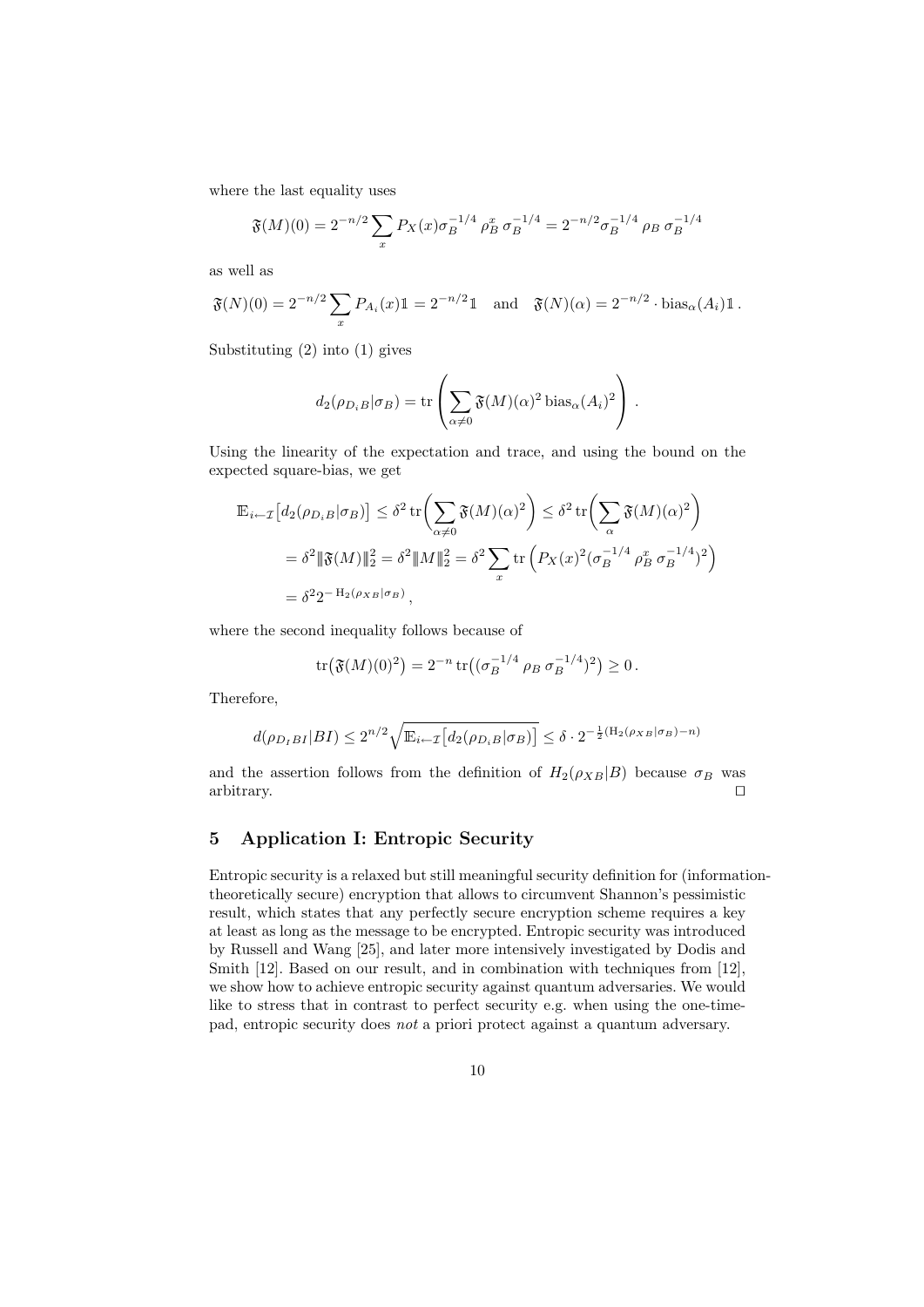where the last equality uses

$$\mathfrak{F}(M)(0) = 2^{-n/2} \sum_x P_X(x) \sigma_B^{-1/4} \, \rho_B^x \, \sigma_B^{-1/4} = 2^{-n/2} \sigma_B^{-1/4} \, \rho_B \, \sigma_B^{-1/4}$$

as well as

$$\mathfrak{F}(N)(0) = 2^{-n/2} \sum_x P_{A_i}(x) \mathbb{1} = 2^{-n/2} \mathbb{1} \quad \text{and} \quad \mathfrak{F}(N)(\alpha) = 2^{-n/2} \cdot \text{bias}_\alpha(A_i) \mathbb{1} \, .$$

Substituting (2) into (1) gives

$$d_2(\rho_{D_i B} | \sigma_B) = \text{tr} \left( \sum_{\alpha \neq 0} \mathfrak{F}(M)(\alpha)^2 \, \text{bias}_\alpha(A_i)^2 \right) \, .$$

Using the linearity of the expectation and trace, and using the bound on the expected square-bias, we get

$$\begin{aligned}
\mathbb{E}_{i \leftarrow \mathcal{I}} \big[ d_2(\rho_{D_i B} | \sigma_B) \big] &\leq \delta^2 \, \text{tr} \bigg( \sum_{\alpha \neq 0} \mathfrak{F}(M)(\alpha)^2 \bigg) \leq \delta^2 \, \text{tr} \bigg( \sum_{\alpha} \mathfrak{F}(M)(\alpha)^2 \bigg) \\
&= \delta^2 \| \mathfrak{F}(M) \|_2^2 = \delta^2 \| M \|_2^2 = \delta^2 \sum_x \text{tr} \left( P_X(x)^2 (\sigma_B^{-1/4} \, \rho_B^x \, \sigma_B^{-1/4})^2 \right) \\
&= \delta^2 2^{-\text{H}_2(\rho_{XB} | \sigma_B)} \, ,
\end{aligned}$$

where the second inequality follows because of

$$\text{tr}\big( \mathfrak{F}(M)(0)^2 \big) = 2^{-n} \, \text{tr}\big( (\sigma_B^{-1/4} \, \rho_B \, \sigma_B^{-1/4})^2 \big) \geq 0 \, .$$

Therefore,

$$d(\rho_{D_I BI} | BI) \leq 2^{n/2} \sqrt{\mathbb{E}_{i \leftarrow \mathcal{I}} \big[ d_2(\rho_{D_i B} | \sigma_B) \big]} \leq \delta \cdot 2^{-\frac{1}{2}(\text{H}_2(\rho_{XB} | \sigma_B) - n)}$$

and the assertion follows from the definition of $H_2(\rho_{XB} | B)$ because $\sigma_B$ was arbitrary. □

## 5 Application I: Entropic Security

Entropic security is a relaxed but still meaningful security definition for (information-theoretically secure) encryption that allows to circumvent Shannon's pessimistic result, which states that any perfectly secure encryption scheme requires a key at least as long as the message to be encrypted. Entropic security was introduced by Russell and Wang [25], and later more intensively investigated by Dodis and Smith [12]. Based on our result, and in combination with techniques from [12], we show how to achieve entropic security against quantum adversaries. We would like to stress that in contrast to perfect security e.g. when using the one-time-pad, entropic security does *not* a priori protect against a quantum adversary.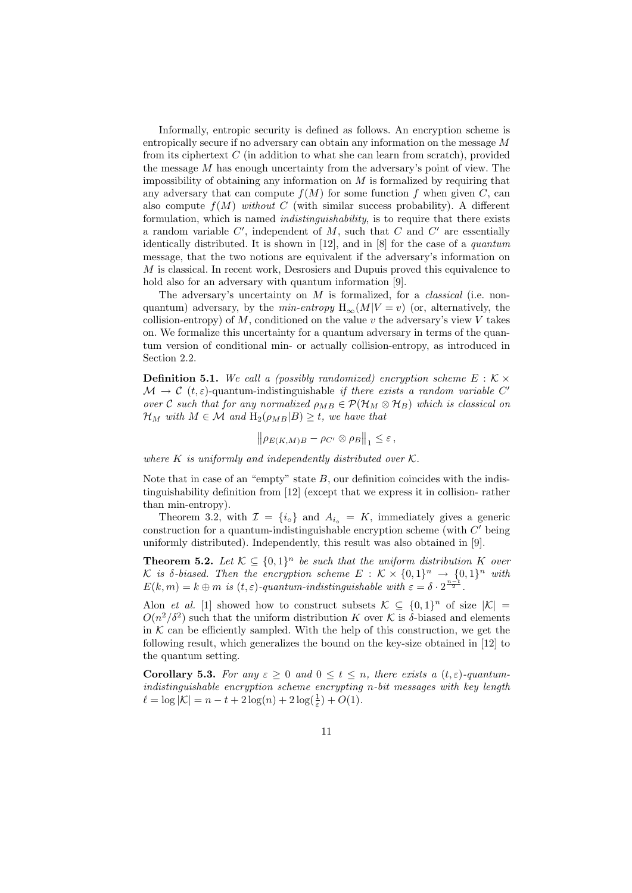Informally, entropic security is defined as follows. An encryption scheme is entropically secure if no adversary can obtain any information on the message $M$ from its ciphertext $C$ (in addition to what she can learn from scratch), provided the message $M$ has enough uncertainty from the adversary's point of view. The impossibility of obtaining any information on $M$ is formalized by requiring that any adversary that can compute $f(M)$ for some function $f$ when given $C$, can also compute $f(M)$ *without* $C$ (with similar success probability). A different formulation, which is named *indistinguishability*, is to require that there exists a random variable $C'$, independent of $M$, such that $C$ and $C'$ are essentially identically distributed. It is shown in [12], and in [8] for the case of a *quantum* message, that the two notions are equivalent if the adversary's information on $M$ is classical. In recent work, Desrosiers and Dupuis proved this equivalence to hold also for an adversary with quantum information [9].

The adversary's uncertainty on $M$ is formalized, for a *classical* (i.e. non-quantum) adversary, by the *min-entropy* $\mathrm{H}_\infty(M|V=v)$ (or, alternatively, the collision-entropy) of $M$, conditioned on the value $v$ the adversary's view $V$ takes on. We formalize this uncertainty for a quantum adversary in terms of the quantum version of conditional min- or actually collision-entropy, as introduced in Section 2.2.

**Definition 5.1.** *We call a (possibly randomized) encryption scheme $E : \mathcal{K} \times \mathcal{M} \to \mathcal{C}$ $(t, \varepsilon)$-quantum-indistinguishable if there exists a random variable $C'$ over $\mathcal{C}$ such that for any normalized $\rho_{MB} \in \mathcal{P}(\mathcal{H}_M \otimes \mathcal{H}_B)$ which is classical on $\mathcal{H}_M$ with $M \in \mathcal{M}$ and $\mathrm{H}_2(\rho_{MB}|B) \geq t$, we have that*

$$\left\| \rho_{E(K,M)B} - \rho_{C'} \otimes \rho_B \right\|_1 \leq \varepsilon \, ,$$

*where $K$ is uniformly and independently distributed over $\mathcal{K}$.*

Note that in case of an "empty" state $B$, our definition coincides with the indistinguishability definition from [12] (except that we express it in collision- rather than min-entropy).

Theorem 3.2, with $\mathcal{I} = \{i_\circ\}$ and $A_{i_\circ} = K$, immediately gives a generic construction for a quantum-indistinguishable encryption scheme (with $C'$ being uniformly distributed). Independently, this result was also obtained in [9].

**Theorem 5.2.** *Let $\mathcal{K} \subseteq \{0,1\}^n$ be such that the uniform distribution $K$ over $\mathcal{K}$ is $\delta$-biased. Then the encryption scheme $E : \mathcal{K} \times \{0,1\}^n \to \{0,1\}^n$ with $E(k,m) = k \oplus m$ is $(t, \varepsilon)$-quantum-indistinguishable with $\varepsilon = \delta \cdot 2^{\frac{n-t}{2}}$.*

Alon *et al.* [1] showed how to construct subsets $\mathcal{K} \subseteq \{0,1\}^n$ of size $|\mathcal{K}| = O(n^2/\delta^2)$ such that the uniform distribution $K$ over $\mathcal{K}$ is $\delta$-biased and elements in $\mathcal{K}$ can be efficiently sampled. With the help of this construction, we get the following result, which generalizes the bound on the key-size obtained in [12] to the quantum setting.

**Corollary 5.3.** *For any $\varepsilon \geq 0$ and $0 \leq t \leq n$, there exists a $(t, \varepsilon)$-quantum-indistinguishable encryption scheme encrypting $n$-bit messages with key length $\ell = \log |\mathcal{K}| = n - t + 2\log(n) + 2\log(\frac{1}{\varepsilon}) + O(1)$.*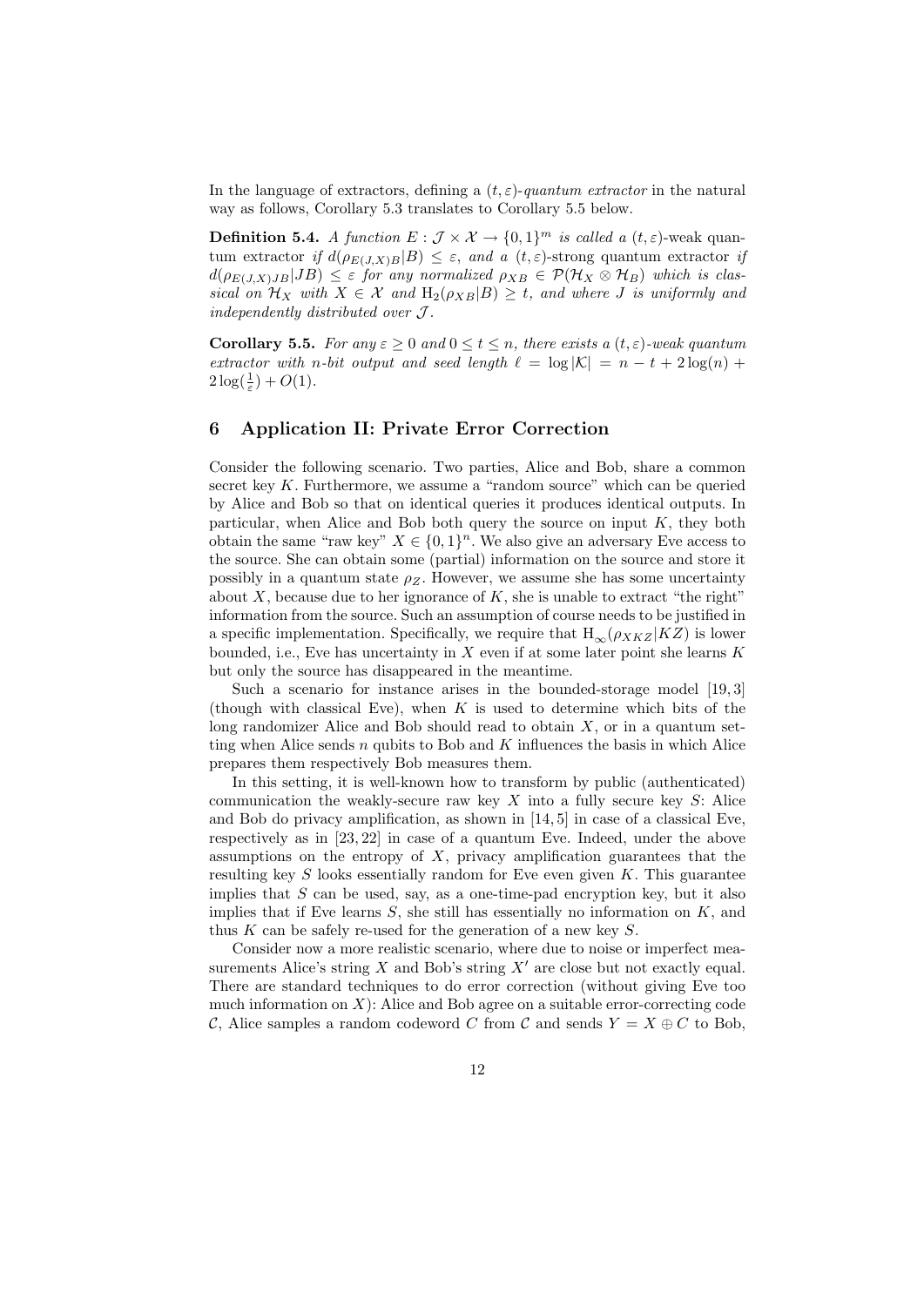In the language of extractors, defining a $(t, \varepsilon)$-*quantum extractor* in the natural way as follows, Corollary 5.3 translates to Corollary 5.5 below.

**Definition 5.4.** *A function $E : \mathcal{J} \times \mathcal{X} \to \{0,1\}^m$ is called a $(t, \varepsilon)$-*weak quantum extractor *if $d(\rho_{E(J,X)B}|B) \leq \varepsilon$, and a $(t, \varepsilon)$-*strong quantum extractor *if $d(\rho_{E(J,X)JB}|JB) \leq \varepsilon$ for any normalized $\rho_{XB} \in \mathcal{P}(\mathcal{H}_X \otimes \mathcal{H}_B)$ which is classical on $\mathcal{H}_X$ with $X \in \mathcal{X}$ and $\mathrm{H}_2(\rho_{XB}|B) \geq t$, and where $J$ is uniformly and independently distributed over $\mathcal{J}$.*

**Corollary 5.5.** *For any $\varepsilon \geq 0$ and $0 \leq t \leq n$, there exists a $(t, \varepsilon)$-weak quantum extractor with $n$-bit output and seed length $\ell = \log|\mathcal{K}| = n - t + 2\log(n) + 2\log(\frac{1}{\varepsilon}) + O(1)$.*

## 6 Application II: Private Error Correction

Consider the following scenario. Two parties, Alice and Bob, share a common secret key $K$. Furthermore, we assume a "random source" which can be queried by Alice and Bob so that on identical queries it produces identical outputs. In particular, when Alice and Bob both query the source on input $K$, they both obtain the same "raw key" $X \in \{0,1\}^n$. We also give an adversary Eve access to the source. She can obtain some (partial) information on the source and store it possibly in a quantum state $\rho_Z$. However, we assume she has some uncertainty about $X$, because due to her ignorance of $K$, she is unable to extract "the right" information from the source. Such an assumption of course needs to be justified in a specific implementation. Specifically, we require that $\mathrm{H}_\infty(\rho_{XKZ}|KZ)$ is lower bounded, i.e., Eve has uncertainty in $X$ even if at some later point she learns $K$ but only the source has disappeared in the meantime.

Such a scenario for instance arises in the bounded-storage model [19, 3] (though with classical Eve), when $K$ is used to determine which bits of the long randomizer Alice and Bob should read to obtain $X$, or in a quantum setting when Alice sends $n$ qubits to Bob and $K$ influences the basis in which Alice prepares them respectively Bob measures them.

In this setting, it is well-known how to transform by public (authenticated) communication the weakly-secure raw key $X$ into a fully secure key $S$: Alice and Bob do privacy amplification, as shown in [14, 5] in case of a classical Eve, respectively as in [23, 22] in case of a quantum Eve. Indeed, under the above assumptions on the entropy of $X$, privacy amplification guarantees that the resulting key $S$ looks essentially random for Eve even given $K$. This guarantee implies that $S$ can be used, say, as a one-time-pad encryption key, but it also implies that if Eve learns $S$, she still has essentially no information on $K$, and thus $K$ can be safely re-used for the generation of a new key $S$.

Consider now a more realistic scenario, where due to noise or imperfect measurements Alice's string $X$ and Bob's string $X'$ are close but not exactly equal. There are standard techniques to do error correction (without giving Eve too much information on $X$): Alice and Bob agree on a suitable error-correcting code $\mathcal{C}$, Alice samples a random codeword $C$ from $\mathcal{C}$ and sends $Y = X \oplus C$ to Bob,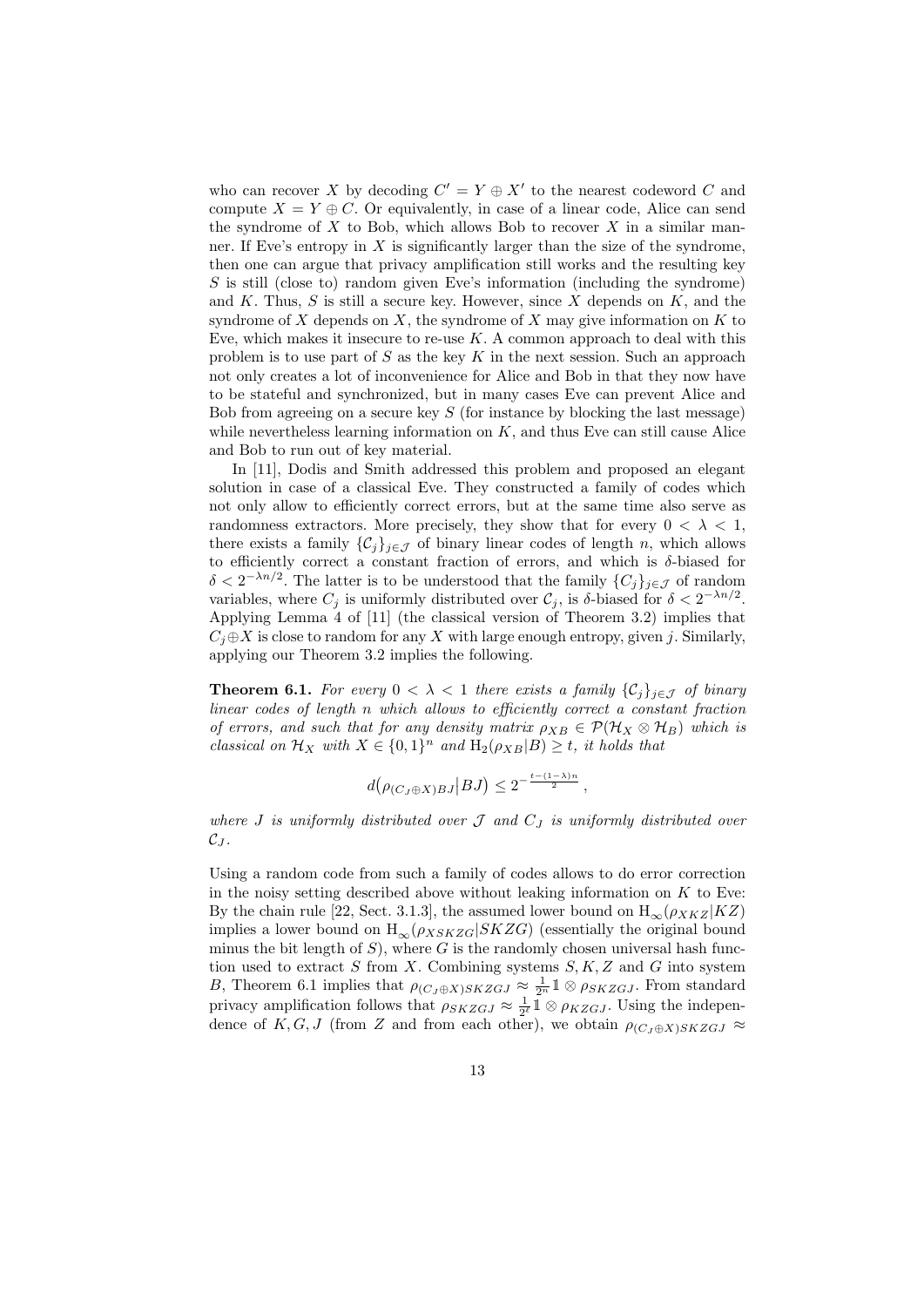who can recover $X$ by decoding $C' = Y \oplus X'$ to the nearest codeword $C$ and compute $X = Y \oplus C$. Or equivalently, in case of a linear code, Alice can send the syndrome of $X$ to Bob, which allows Bob to recover $X$ in a similar manner. If Eve's entropy in $X$ is significantly larger than the size of the syndrome, then one can argue that privacy amplification still works and the resulting key $S$ is still (close to) random given Eve's information (including the syndrome) and $K$. Thus, $S$ is still a secure key. However, since $X$ depends on $K$, and the syndrome of $X$ depends on $X$, the syndrome of $X$ may give information on $K$ to Eve, which makes it insecure to re-use $K$. A common approach to deal with this problem is to use part of $S$ as the key $K$ in the next session. Such an approach not only creates a lot of inconvenience for Alice and Bob in that they now have to be stateful and synchronized, but in many cases Eve can prevent Alice and Bob from agreeing on a secure key $S$ (for instance by blocking the last message) while nevertheless learning information on $K$, and thus Eve can still cause Alice and Bob to run out of key material.

In [11], Dodis and Smith addressed this problem and proposed an elegant solution in case of a classical Eve. They constructed a family of codes which not only allow to efficiently correct errors, but at the same time also serve as randomness extractors. More precisely, they show that for every $0 < \lambda < 1$, there exists a family $\{\mathcal{C}_j\}_{j \in \mathcal{J}}$ of binary linear codes of length $n$, which allows to efficiently correct a constant fraction of errors, and which is $\delta$-biased for $\delta < 2^{-\lambda n/2}$. The latter is to be understood that the family $\{C_j\}_{j \in \mathcal{J}}$ of random variables, where $C_j$ is uniformly distributed over $\mathcal{C}_j$, is $\delta$-biased for $\delta < 2^{-\lambda n/2}$. Applying Lemma 4 of [11] (the classical version of Theorem 3.2) implies that $C_j \oplus X$ is close to random for any $X$ with large enough entropy, given $j$. Similarly, applying our Theorem 3.2 implies the following.

**Theorem 6.1.** *For every $0 < \lambda < 1$ there exists a family $\{\mathcal{C}_j\}_{j \in \mathcal{J}}$ of binary linear codes of length $n$ which allows to efficiently correct a constant fraction of errors, and such that for any density matrix $\rho_{XB} \in \mathcal{P}(\mathcal{H}_X \otimes \mathcal{H}_B)$ which is classical on $\mathcal{H}_X$ with $X \in \{0,1\}^n$ and $\mathrm{H}_2(\rho_{XB}|B) \geq t$, it holds that*

$$d\big(\rho_{(C_J \oplus X)BJ}\big|BJ\big) \leq 2^{-\frac{t-(1-\lambda)n}{2}},$$

*where $J$ is uniformly distributed over $\mathcal{J}$ and $C_J$ is uniformly distributed over $\mathcal{C}_J$.*

Using a random code from such a family of codes allows to do error correction in the noisy setting described above without leaking information on $K$ to Eve: By the chain rule [22, Sect. 3.1.3], the assumed lower bound on $\mathrm{H}_\infty(\rho_{XKZ}|KZ)$ implies a lower bound on $\mathrm{H}_\infty(\rho_{XSKZG}|SKZG)$ (essentially the original bound minus the bit length of $S$), where $G$ is the randomly chosen universal hash function used to extract $S$ from $X$. Combining systems $S, K, Z$ and $G$ into system $B$, Theorem 6.1 implies that $\rho_{(C_J \oplus X)SKZGJ} \approx \frac{1}{2^n}\mathbb{1} \otimes \rho_{SKZGJ}$. From standard privacy amplification follows that $\rho_{SKZGJ} \approx \frac{1}{2^\ell}\mathbb{1} \otimes \rho_{KZGJ}$. Using the independence of $K, G, J$ (from $Z$ and from each other), we obtain $\rho_{(C_J \oplus X)SKZGJ} \approx$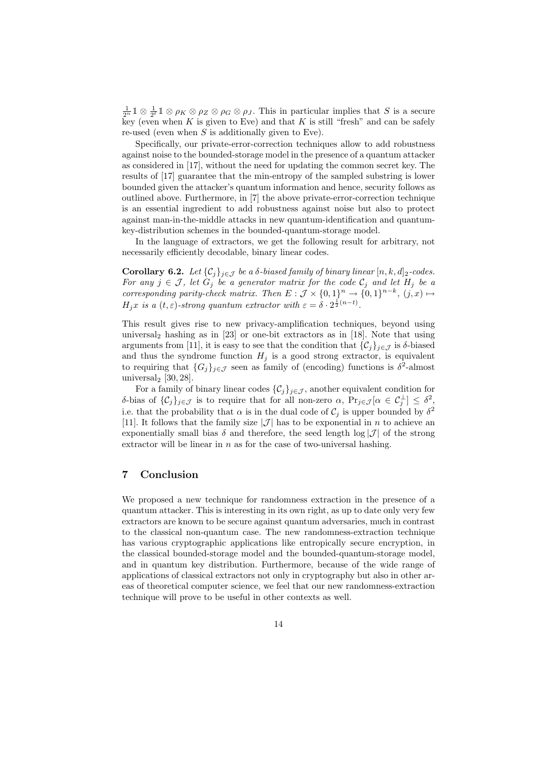$\frac{1}{2^n}\mathbb{1} \otimes \frac{1}{2^\ell}\mathbb{1} \otimes \rho_K \otimes \rho_Z \otimes \rho_G \otimes \rho_J$. This in particular implies that $S$ is a secure key (even when $K$ is given to Eve) and that $K$ is still "fresh" and can be safely re-used (even when $S$ is additionally given to Eve).

Specifically, our private-error-correction techniques allow to add robustness against noise to the bounded-storage model in the presence of a quantum attacker as considered in [17], without the need for updating the common secret key. The results of [17] guarantee that the min-entropy of the sampled substring is lower bounded given the attacker's quantum information and hence, security follows as outlined above. Furthermore, in [7] the above private-error-correction technique is an essential ingredient to add robustness against noise but also to protect against man-in-the-middle attacks in new quantum-identification and quantum-key-distribution schemes in the bounded-quantum-storage model.

In the language of extractors, we get the following result for arbitrary, not necessarily efficiently decodable, binary linear codes.

**Corollary 6.2.** *Let $\{\mathcal{C}_j\}_{j \in \mathcal{J}}$ be a $\delta$-biased family of binary linear $[n,k,d]_2$-codes. For any $j \in \mathcal{J}$, let $G_j$ be a generator matrix for the code $\mathcal{C}_j$ and let $H_j$ be a corresponding parity-check matrix. Then $E : \mathcal{J} \times \{0,1\}^n \to \{0,1\}^{n-k}$, $(j,x) \mapsto H_j x$ is a $(t,\varepsilon)$-strong quantum extractor with $\varepsilon = \delta \cdot 2^{\frac{1}{2}(n-t)}$.*

This result gives rise to new privacy-amplification techniques, beyond using universal$_2$ hashing as in [23] or one-bit extractors as in [18]. Note that using arguments from [11], it is easy to see that the condition that $\{\mathcal{C}_j\}_{j \in \mathcal{J}}$ is $\delta$-biased and thus the syndrome function $H_j$ is a good strong extractor, is equivalent to requiring that $\{G_j\}_{j \in \mathcal{J}}$ seen as family of (encoding) functions is $\delta^2$-almost universal$_2$ [30, 28].

For a family of binary linear codes $\{\mathcal{C}_j\}_{j \in \mathcal{J}}$, another equivalent condition for $\delta$-bias of $\{\mathcal{C}_j\}_{j \in \mathcal{J}}$ is to require that for all non-zero $\alpha$, $\Pr_{j \in \mathcal{J}}[\alpha \in \mathcal{C}_j^\perp] \leq \delta^2$, i.e. that the probability that $\alpha$ is in the dual code of $\mathcal{C}_j$ is upper bounded by $\delta^2$ [11]. It follows that the family size $|\mathcal{J}|$ has to be exponential in $n$ to achieve an exponentially small bias $\delta$ and therefore, the seed length $\log |\mathcal{J}|$ of the strong extractor will be linear in $n$ as for the case of two-universal hashing.

## 7 Conclusion

We proposed a new technique for randomness extraction in the presence of a quantum attacker. This is interesting in its own right, as up to date only very few extractors are known to be secure against quantum adversaries, much in contrast to the classical non-quantum case. The new randomness-extraction technique has various cryptographic applications like entropically secure encryption, in the classical bounded-storage model and the bounded-quantum-storage model, and in quantum key distribution. Furthermore, because of the wide range of applications of classical extractors not only in cryptography but also in other areas of theoretical computer science, we feel that our new randomness-extraction technique will prove to be useful in other contexts as well.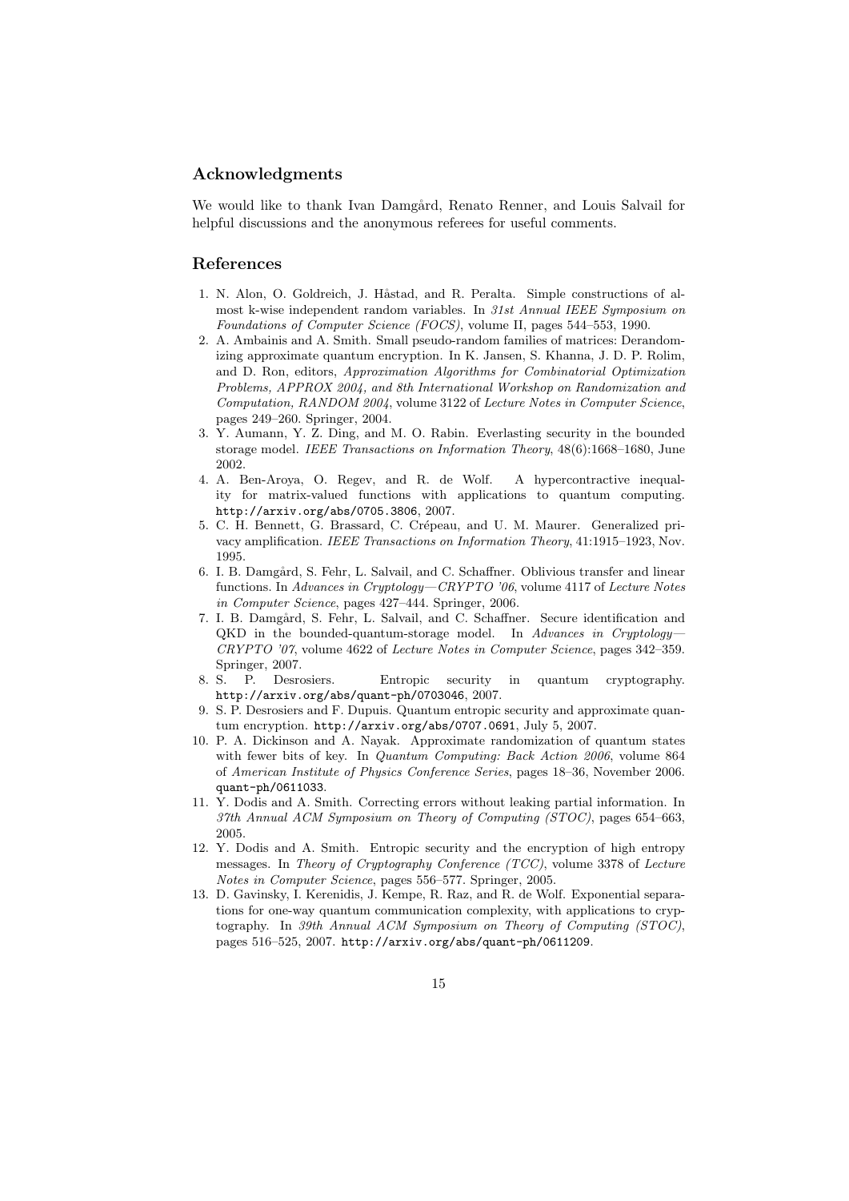## Acknowledgments

We would like to thank Ivan Damgård, Renato Renner, and Louis Salvail for helpful discussions and the anonymous referees for useful comments.

## References

1. N. Alon, O. Goldreich, J. Håstad, and R. Peralta. Simple constructions of almost k-wise independent random variables. In *31st Annual IEEE Symposium on Foundations of Computer Science (FOCS)*, volume II, pages 544–553, 1990.
2. A. Ambainis and A. Smith. Small pseudo-random families of matrices: Derandomizing approximate quantum encryption. In K. Jansen, S. Khanna, J. D. P. Rolim, and D. Ron, editors, *Approximation Algorithms for Combinatorial Optimization Problems, APPROX 2004, and 8th International Workshop on Randomization and Computation, RANDOM 2004*, volume 3122 of *Lecture Notes in Computer Science*, pages 249–260. Springer, 2004.
3. Y. Aumann, Y. Z. Ding, and M. O. Rabin. Everlasting security in the bounded storage model. *IEEE Transactions on Information Theory*, 48(6):1668–1680, June 2002.
4. A. Ben-Aroya, O. Regev, and R. de Wolf. A hypercontractive inequality for matrix-valued functions with applications to quantum computing. `http://arxiv.org/abs/0705.3806`, 2007.
5. C. H. Bennett, G. Brassard, C. Crépeau, and U. M. Maurer. Generalized privacy amplification. *IEEE Transactions on Information Theory*, 41:1915–1923, Nov. 1995.
6. I. B. Damgård, S. Fehr, L. Salvail, and C. Schaffner. Oblivious transfer and linear functions. In *Advances in Cryptology—CRYPTO '06*, volume 4117 of *Lecture Notes in Computer Science*, pages 427–444. Springer, 2006.
7. I. B. Damgård, S. Fehr, L. Salvail, and C. Schaffner. Secure identification and QKD in the bounded-quantum-storage model. In *Advances in Cryptology—CRYPTO '07*, volume 4622 of *Lecture Notes in Computer Science*, pages 342–359. Springer, 2007.
8. S. P. Desrosiers. Entropic security in quantum cryptography. `http://arxiv.org/abs/quant-ph/0703046`, 2007.
9. S. P. Desrosiers and F. Dupuis. Quantum entropic security and approximate quantum encryption. `http://arxiv.org/abs/0707.0691`, July 5, 2007.
10. P. A. Dickinson and A. Nayak. Approximate randomization of quantum states with fewer bits of key. In *Quantum Computing: Back Action 2006*, volume 864 of *American Institute of Physics Conference Series*, pages 18–36, November 2006. `quant-ph/0611033`.
11. Y. Dodis and A. Smith. Correcting errors without leaking partial information. In *37th Annual ACM Symposium on Theory of Computing (STOC)*, pages 654–663, 2005.
12. Y. Dodis and A. Smith. Entropic security and the encryption of high entropy messages. In *Theory of Cryptography Conference (TCC)*, volume 3378 of *Lecture Notes in Computer Science*, pages 556–577. Springer, 2005.
13. D. Gavinsky, I. Kerenidis, J. Kempe, R. Raz, and R. de Wolf. Exponential separations for one-way quantum communication complexity, with applications to cryptography. In *39th Annual ACM Symposium on Theory of Computing (STOC)*, pages 516–525, 2007. `http://arxiv.org/abs/quant-ph/0611209`.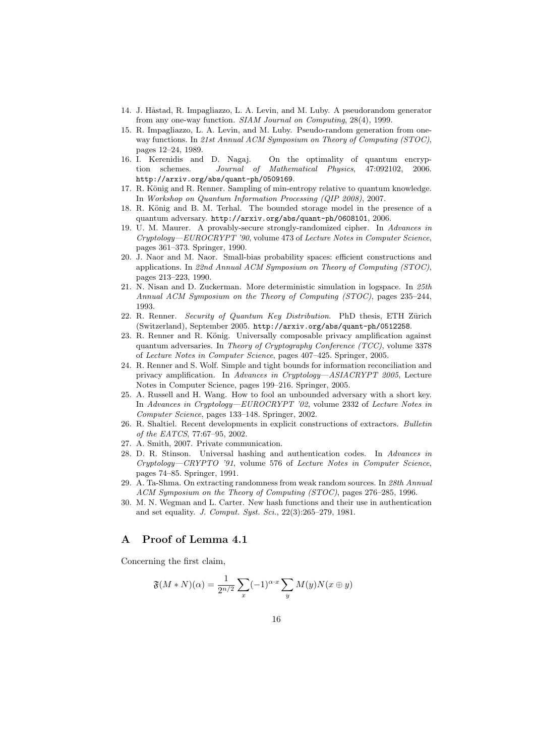14. J. Håstad, R. Impagliazzo, L. A. Levin, and M. Luby. A pseudorandom generator from any one-way function. *SIAM Journal on Computing*, 28(4), 1999.
15. R. Impagliazzo, L. A. Levin, and M. Luby. Pseudo-random generation from one-way functions. In *21st Annual ACM Symposium on Theory of Computing (STOC)*, pages 12–24, 1989.
16. I. Kerenidis and D. Nagaj. On the optimality of quantum encryption schemes. *Journal of Mathematical Physics*, 47:092102, 2006. http://arxiv.org/abs/quant-ph/0509169.
17. R. König and R. Renner. Sampling of min-entropy relative to quantum knowledge. In *Workshop on Quantum Information Processing (QIP 2008)*, 2007.
18. R. König and B. M. Terhal. The bounded storage model in the presence of a quantum adversary. http://arxiv.org/abs/quant-ph/0608101, 2006.
19. U. M. Maurer. A provably-secure strongly-randomized cipher. In *Advances in Cryptology—EUROCRYPT '90*, volume 473 of *Lecture Notes in Computer Science*, pages 361–373. Springer, 1990.
20. J. Naor and M. Naor. Small-bias probability spaces: efficient constructions and applications. In *22nd Annual ACM Symposium on Theory of Computing (STOC)*, pages 213–223, 1990.
21. N. Nisan and D. Zuckerman. More deterministic simulation in logspace. In *25th Annual ACM Symposium on the Theory of Computing (STOC)*, pages 235–244, 1993.
22. R. Renner. *Security of Quantum Key Distribution*. PhD thesis, ETH Zürich (Switzerland), September 2005. http://arxiv.org/abs/quant-ph/0512258.
23. R. Renner and R. König. Universally composable privacy amplification against quantum adversaries. In *Theory of Cryptography Conference (TCC)*, volume 3378 of *Lecture Notes in Computer Science*, pages 407–425. Springer, 2005.
24. R. Renner and S. Wolf. Simple and tight bounds for information reconciliation and privacy amplification. In *Advances in Cryptology—ASIACRYPT 2005*, Lecture Notes in Computer Science, pages 199–216. Springer, 2005.
25. A. Russell and H. Wang. How to fool an unbounded adversary with a short key. In *Advances in Cryptology—EUROCRYPT '02*, volume 2332 of *Lecture Notes in Computer Science*, pages 133–148. Springer, 2002.
26. R. Shaltiel. Recent developments in explicit constructions of extractors. *Bulletin of the EATCS*, 77:67–95, 2002.
27. A. Smith, 2007. Private communication.
28. D. R. Stinson. Universal hashing and authentication codes. In *Advances in Cryptology—CRYPTO '91*, volume 576 of *Lecture Notes in Computer Science*, pages 74–85. Springer, 1991.
29. A. Ta-Shma. On extracting randomness from weak random sources. In *28th Annual ACM Symposium on the Theory of Computing (STOC)*, pages 276–285, 1996.
30. M. N. Wegman and L. Carter. New hash functions and their use in authentication and set equality. *J. Comput. Syst. Sci.*, 22(3):265–279, 1981.

## A Proof of Lemma 4.1

Concerning the first claim,

$$\mathfrak{F}(M * N)(\alpha) = \frac{1}{2^{n/2}} \sum_x (-1)^{\alpha \cdot x} \sum_y M(y) N(x \oplus y)$$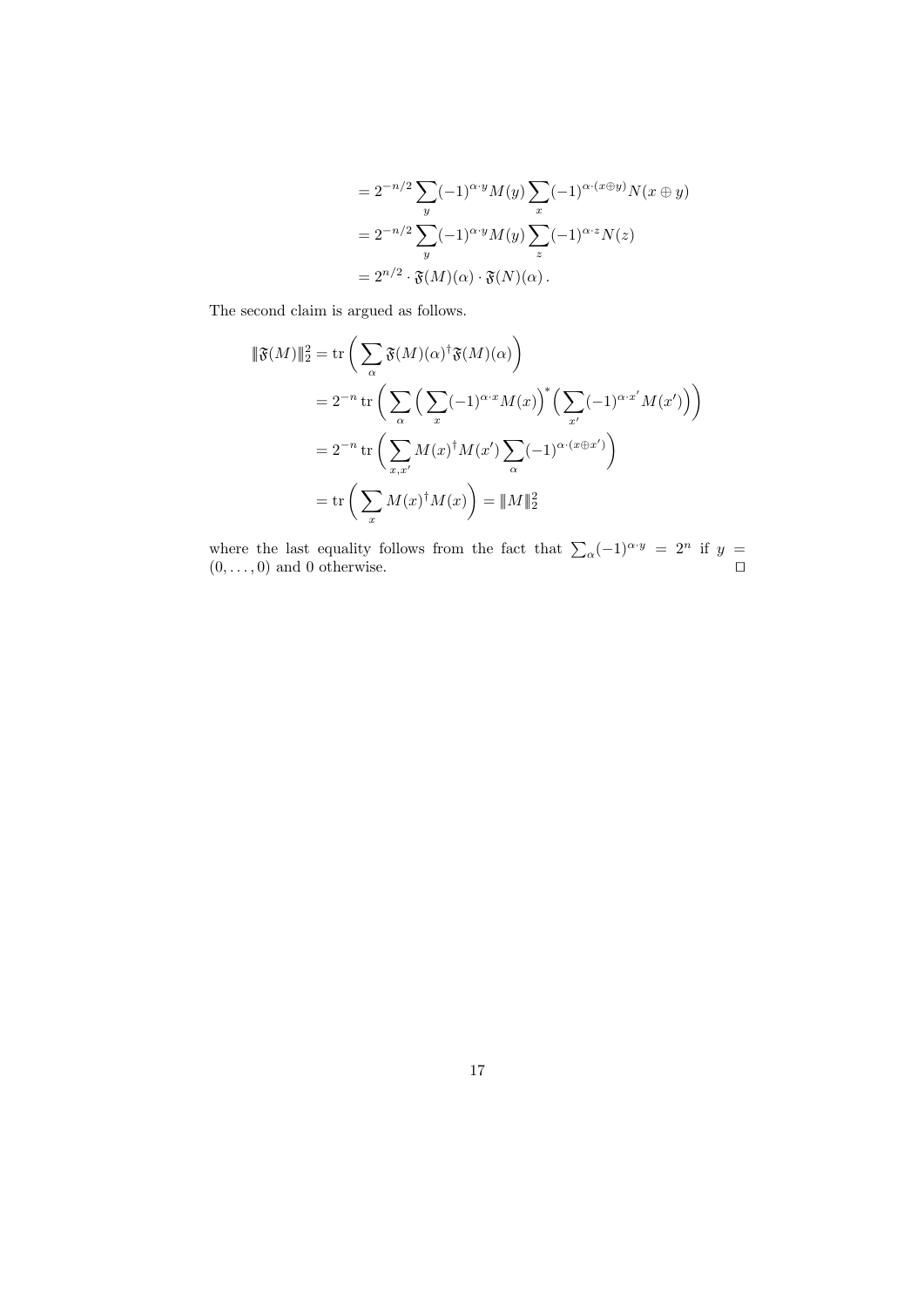$$
\begin{aligned}
&= 2^{-n/2} \sum_y (-1)^{\alpha \cdot y} M(y) \sum_x (-1)^{\alpha \cdot (x \oplus y)} N(x \oplus y) \\
&= 2^{-n/2} \sum_y (-1)^{\alpha \cdot y} M(y) \sum_z (-1)^{\alpha \cdot z} N(z) \\
&= 2^{n/2} \cdot \mathfrak{F}(M)(\alpha) \cdot \mathfrak{F}(N)(\alpha)\,.
\end{aligned}
$$

The second claim is argued as follows.

$$
\begin{aligned}
\|\mathfrak{F}(M)\|_2^2 &= \operatorname{tr}\bigg( \sum_\alpha \mathfrak{F}(M)(\alpha)^\dagger \mathfrak{F}(M)(\alpha) \bigg) \\
&= 2^{-n} \operatorname{tr}\bigg( \sum_\alpha \Big( \sum_x (-1)^{\alpha \cdot x} M(x) \Big)^* \Big( \sum_{x'} (-1)^{\alpha \cdot x'} M(x') \Big) \bigg) \\
&= 2^{-n} \operatorname{tr}\bigg( \sum_{x,x'} M(x)^\dagger M(x') \sum_\alpha (-1)^{\alpha \cdot (x \oplus x')} \bigg) \\
&= \operatorname{tr}\bigg( \sum_x M(x)^\dagger M(x) \bigg) = \|M\|_2^2
\end{aligned}
$$

where the last equality follows from the fact that $\sum_\alpha (-1)^{\alpha \cdot y} = 2^n$ if $y = (0, \ldots, 0)$ and 0 otherwise. $\square$